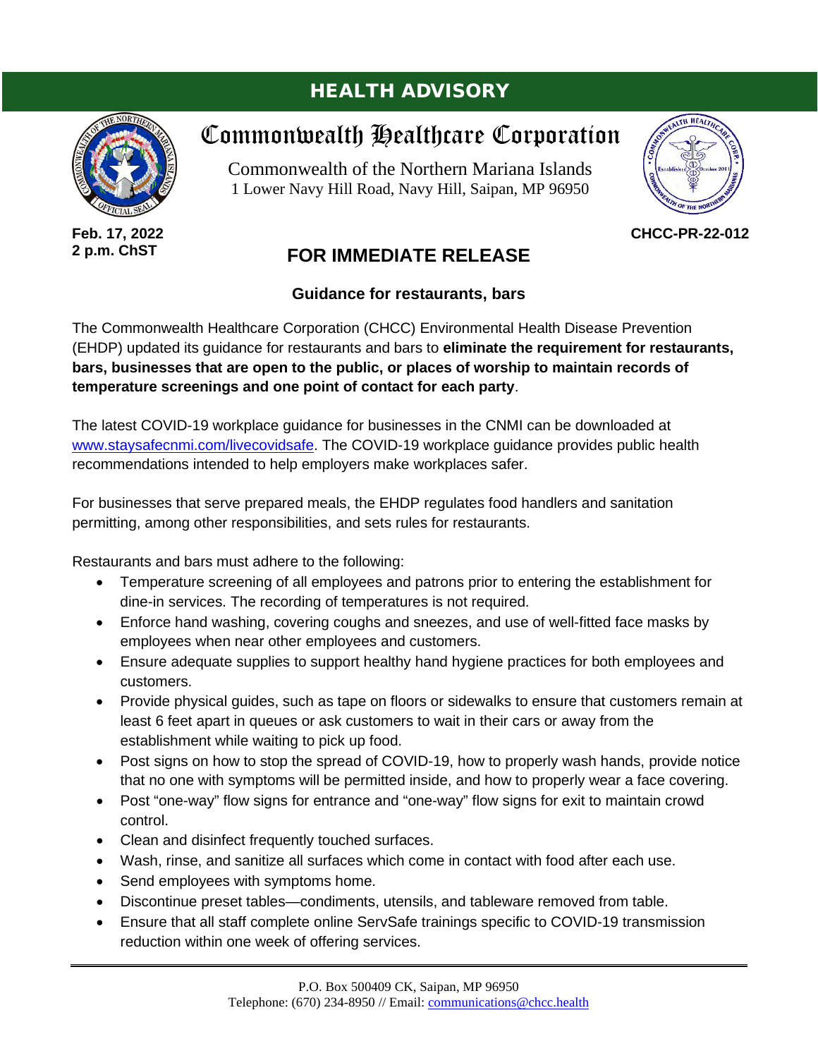# HEALTH ADVISORY

## Commonwealth Healthcare Corporation

Commonwealth of the Northern Mariana Islands
1 Lower Navy Hill Road, Navy Hill, Saipan, MP 96950

**Feb. 17, 2022**
**2 p.m. ChST**

**CHCC-PR-22-012**

## FOR IMMEDIATE RELEASE

### Guidance for restaurants, bars

The Commonwealth Healthcare Corporation (CHCC) Environmental Health Disease Prevention (EHDP) updated its guidance for restaurants and bars to **eliminate the requirement for restaurants, bars, businesses that are open to the public, or places of worship to maintain records of temperature screenings and one point of contact for each party**.

The latest COVID-19 workplace guidance for businesses in the CNMI can be downloaded at www.staysafecnmi.com/livecovidsafe. The COVID-19 workplace guidance provides public health recommendations intended to help employers make workplaces safer.

For businesses that serve prepared meals, the EHDP regulates food handlers and sanitation permitting, among other responsibilities, and sets rules for restaurants.

Restaurants and bars must adhere to the following:

- Temperature screening of all employees and patrons prior to entering the establishment for dine-in services. The recording of temperatures is not required.
- Enforce hand washing, covering coughs and sneezes, and use of well-fitted face masks by employees when near other employees and customers.
- Ensure adequate supplies to support healthy hand hygiene practices for both employees and customers.
- Provide physical guides, such as tape on floors or sidewalks to ensure that customers remain at least 6 feet apart in queues or ask customers to wait in their cars or away from the establishment while waiting to pick up food.
- Post signs on how to stop the spread of COVID-19, how to properly wash hands, provide notice that no one with symptoms will be permitted inside, and how to properly wear a face covering.
- Post "one-way" flow signs for entrance and "one-way" flow signs for exit to maintain crowd control.
- Clean and disinfect frequently touched surfaces.
- Wash, rinse, and sanitize all surfaces which come in contact with food after each use.
- Send employees with symptoms home.
- Discontinue preset tables—condiments, utensils, and tableware removed from table.
- Ensure that all staff complete online ServSafe trainings specific to COVID-19 transmission reduction within one week of offering services.

P.O. Box 500409 CK, Saipan, MP 96950
Telephone: (670) 234-8950 // Email: communications@chcc.health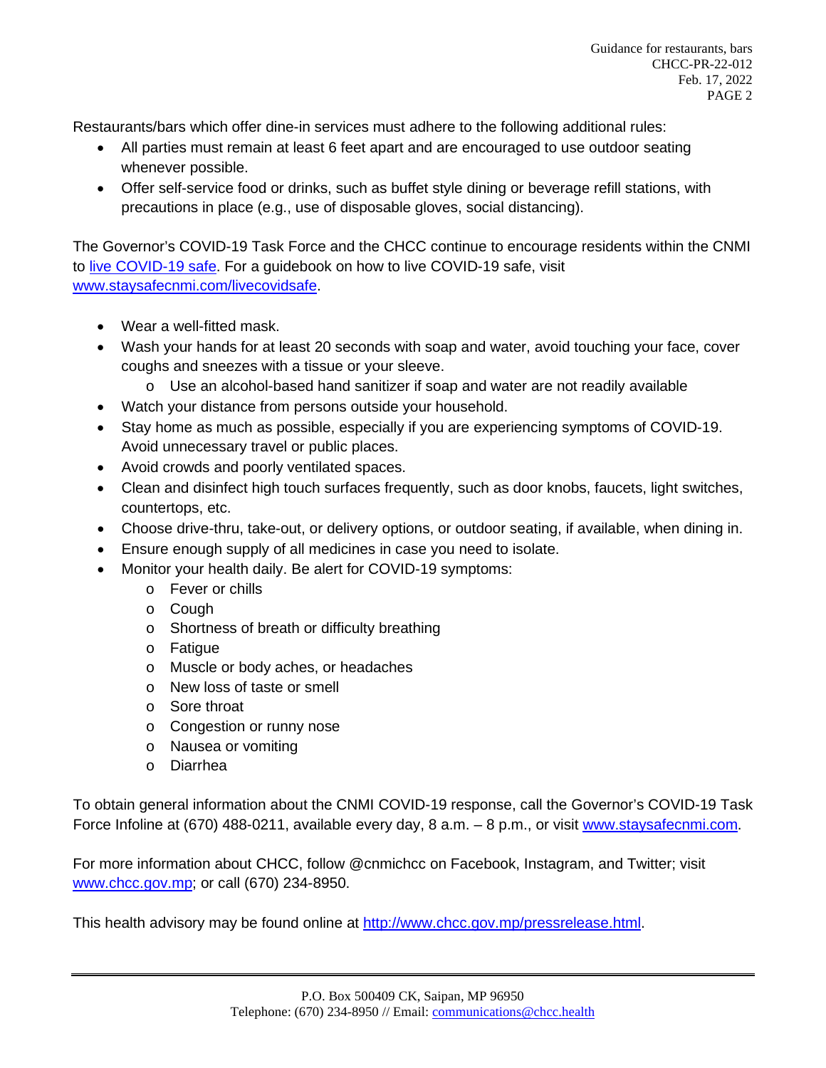Restaurants/bars which offer dine-in services must adhere to the following additional rules:

- All parties must remain at least 6 feet apart and are encouraged to use outdoor seating whenever possible.
- Offer self-service food or drinks, such as buffet style dining or beverage refill stations, with precautions in place (e.g., use of disposable gloves, social distancing).

The Governor's COVID-19 Task Force and the CHCC continue to encourage residents within the CNMI to [live COVID-19 safe](www.staysafecnmi.com/livecovidsafe). For a guidebook on how to live COVID-19 safe, visit [www.staysafecnmi.com/livecovidsafe](www.staysafecnmi.com/livecovidsafe).

- Wear a well-fitted mask.
- Wash your hands for at least 20 seconds with soap and water, avoid touching your face, cover coughs and sneezes with a tissue or your sleeve.
  - Use an alcohol-based hand sanitizer if soap and water are not readily available
- Watch your distance from persons outside your household.
- Stay home as much as possible, especially if you are experiencing symptoms of COVID-19. Avoid unnecessary travel or public places.
- Avoid crowds and poorly ventilated spaces.
- Clean and disinfect high touch surfaces frequently, such as door knobs, faucets, light switches, countertops, etc.
- Choose drive-thru, take-out, or delivery options, or outdoor seating, if available, when dining in.
- Ensure enough supply of all medicines in case you need to isolate.
- Monitor your health daily. Be alert for COVID-19 symptoms:
  - Fever or chills
  - Cough
  - Shortness of breath or difficulty breathing
  - Fatigue
  - Muscle or body aches, or headaches
  - New loss of taste or smell
  - Sore throat
  - Congestion or runny nose
  - Nausea or vomiting
  - Diarrhea

To obtain general information about the CNMI COVID-19 response, call the Governor's COVID-19 Task Force Infoline at (670) 488-0211, available every day, 8 a.m. – 8 p.m., or visit [www.staysafecnmi.com](www.staysafecnmi.com).

For more information about CHCC, follow @cnmichcc on Facebook, Instagram, and Twitter; visit [www.chcc.gov.mp](www.chcc.gov.mp); or call (670) 234-8950.

This health advisory may be found online at [http://www.chcc.gov.mp/pressrelease.html](http://www.chcc.gov.mp/pressrelease.html).